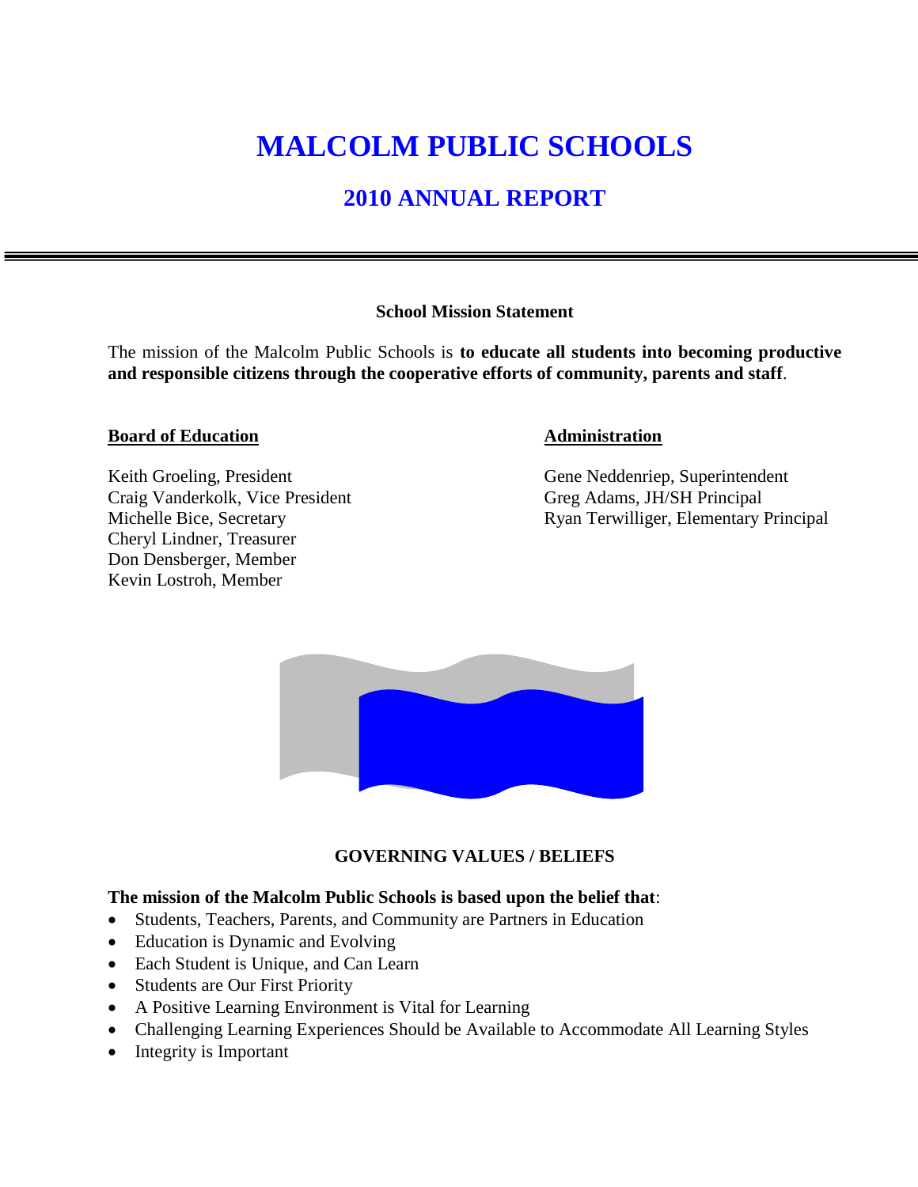# MALCOLM PUBLIC SCHOOLS

## 2010 ANNUAL REPORT

**School Mission Statement**

The mission of the Malcolm Public Schools is **to educate all students into becoming productive and responsible citizens through the cooperative efforts of community, parents and staff**.

**Board of Education**

Keith Groeling, President
Craig Vanderkolk, Vice President
Michelle Bice, Secretary
Cheryl Lindner, Treasurer
Don Densberger, Member
Kevin Lostroh, Member

**Administration**

Gene Neddenriep, Superintendent
Greg Adams, JH/SH Principal
Ryan Terwilliger, Elementary Principal

**GOVERNING VALUES / BELIEFS**

**The mission of the Malcolm Public Schools is based upon the belief that**:

- Students, Teachers, Parents, and Community are Partners in Education
- Education is Dynamic and Evolving
- Each Student is Unique, and Can Learn
- Students are Our First Priority
- A Positive Learning Environment is Vital for Learning
- Challenging Learning Experiences Should be Available to Accommodate All Learning Styles
- Integrity is Important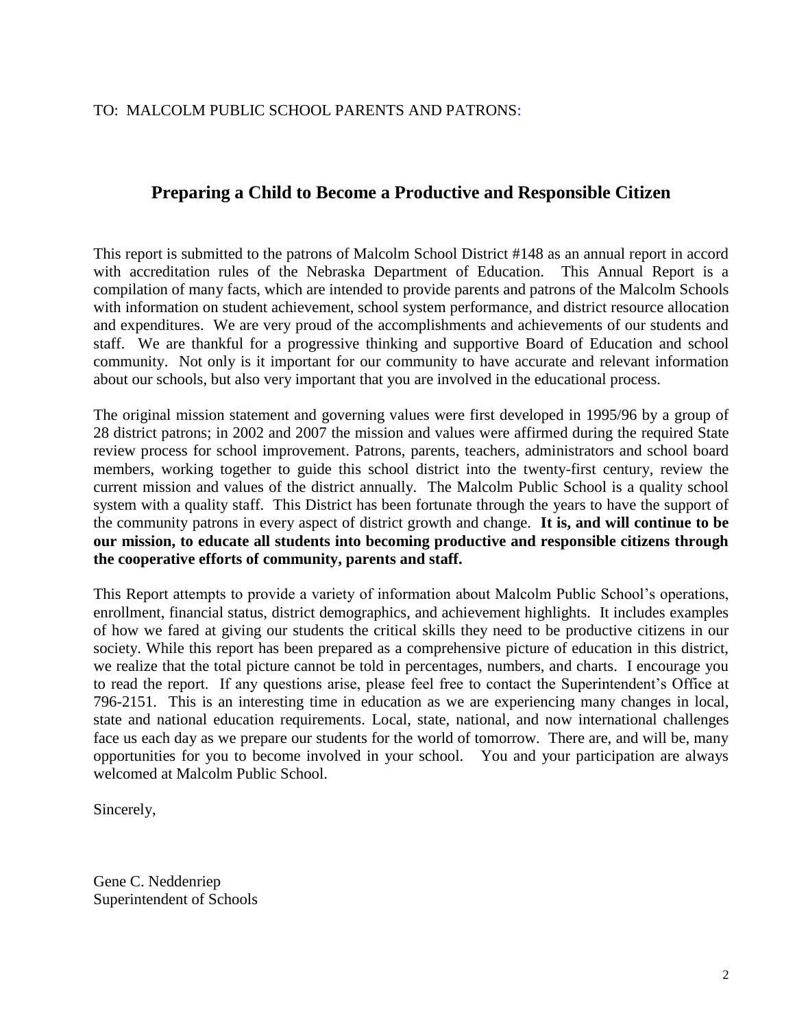TO: MALCOLM PUBLIC SCHOOL PARENTS AND PATRONS:

## Preparing a Child to Become a Productive and Responsible Citizen

This report is submitted to the patrons of Malcolm School District #148 as an annual report in accord with accreditation rules of the Nebraska Department of Education. This Annual Report is a compilation of many facts, which are intended to provide parents and patrons of the Malcolm Schools with information on student achievement, school system performance, and district resource allocation and expenditures. We are very proud of the accomplishments and achievements of our students and staff. We are thankful for a progressive thinking and supportive Board of Education and school community. Not only is it important for our community to have accurate and relevant information about our schools, but also very important that you are involved in the educational process.

The original mission statement and governing values were first developed in 1995/96 by a group of 28 district patrons; in 2002 and 2007 the mission and values were affirmed during the required State review process for school improvement. Patrons, parents, teachers, administrators and school board members, working together to guide this school district into the twenty-first century, review the current mission and values of the district annually. The Malcolm Public School is a quality school system with a quality staff. This District has been fortunate through the years to have the support of the community patrons in every aspect of district growth and change. **It is, and will continue to be our mission, to educate all students into becoming productive and responsible citizens through the cooperative efforts of community, parents and staff.**

This Report attempts to provide a variety of information about Malcolm Public School's operations, enrollment, financial status, district demographics, and achievement highlights. It includes examples of how we fared at giving our students the critical skills they need to be productive citizens in our society. While this report has been prepared as a comprehensive picture of education in this district, we realize that the total picture cannot be told in percentages, numbers, and charts. I encourage you to read the report. If any questions arise, please feel free to contact the Superintendent's Office at 796-2151. This is an interesting time in education as we are experiencing many changes in local, state and national education requirements. Local, state, national, and now international challenges face us each day as we prepare our students for the world of tomorrow. There are, and will be, many opportunities for you to become involved in your school. You and your participation are always welcomed at Malcolm Public School.

Sincerely,

Gene C. Neddenriep
Superintendent of Schools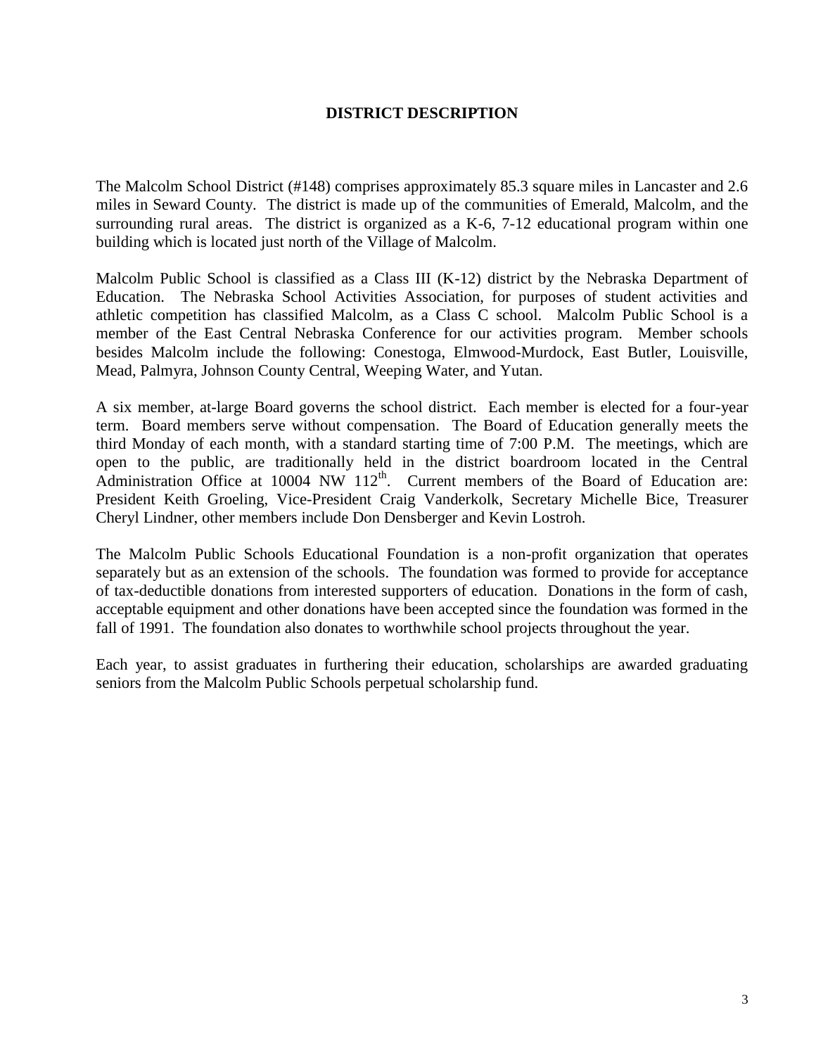## DISTRICT DESCRIPTION

The Malcolm School District (#148) comprises approximately 85.3 square miles in Lancaster and 2.6 miles in Seward County. The district is made up of the communities of Emerald, Malcolm, and the surrounding rural areas. The district is organized as a K-6, 7-12 educational program within one building which is located just north of the Village of Malcolm.

Malcolm Public School is classified as a Class III (K-12) district by the Nebraska Department of Education. The Nebraska School Activities Association, for purposes of student activities and athletic competition has classified Malcolm, as a Class C school. Malcolm Public School is a member of the East Central Nebraska Conference for our activities program. Member schools besides Malcolm include the following: Conestoga, Elmwood-Murdock, East Butler, Louisville, Mead, Palmyra, Johnson County Central, Weeping Water, and Yutan.

A six member, at-large Board governs the school district. Each member is elected for a four-year term. Board members serve without compensation. The Board of Education generally meets the third Monday of each month, with a standard starting time of 7:00 P.M. The meetings, which are open to the public, are traditionally held in the district boardroom located in the Central Administration Office at 10004 NW 112th. Current members of the Board of Education are: President Keith Groeling, Vice-President Craig Vanderkolk, Secretary Michelle Bice, Treasurer Cheryl Lindner, other members include Don Densberger and Kevin Lostroh.

The Malcolm Public Schools Educational Foundation is a non-profit organization that operates separately but as an extension of the schools. The foundation was formed to provide for acceptance of tax-deductible donations from interested supporters of education. Donations in the form of cash, acceptable equipment and other donations have been accepted since the foundation was formed in the fall of 1991. The foundation also donates to worthwhile school projects throughout the year.

Each year, to assist graduates in furthering their education, scholarships are awarded graduating seniors from the Malcolm Public Schools perpetual scholarship fund.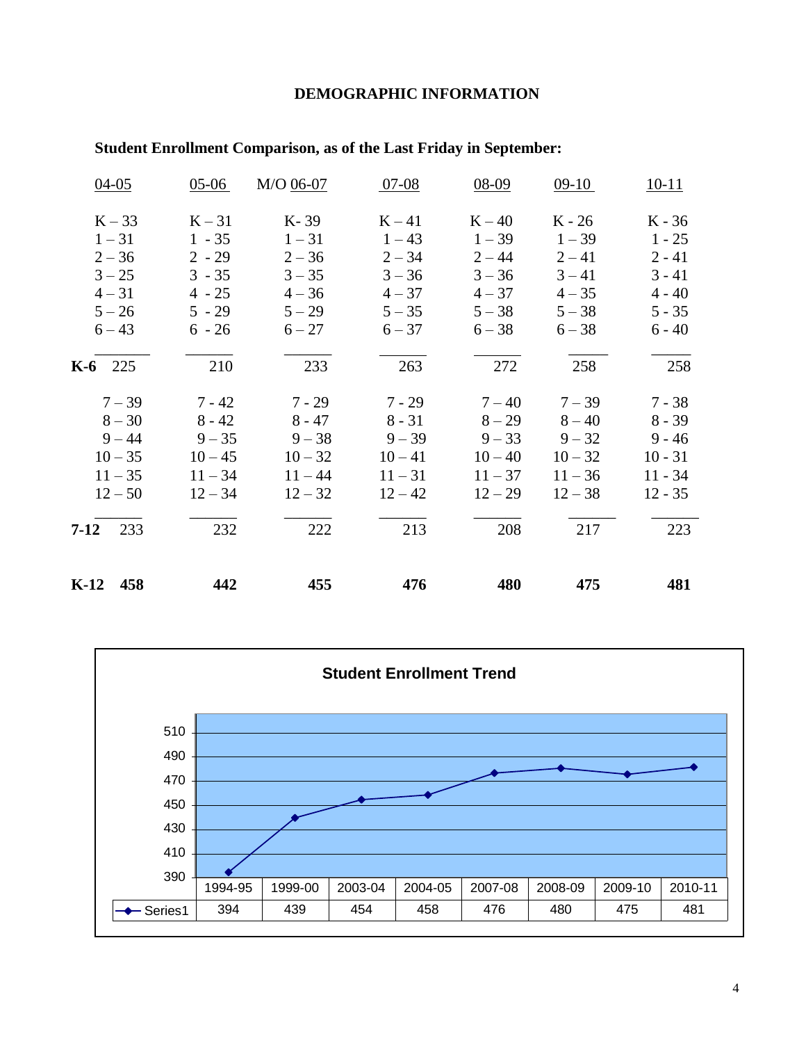**DEMOGRAPHIC INFORMATION**

**Student Enrollment Comparison, as of the Last Friday in September:**

| | 04-05 | 05-06 | M/O 06-07 | 07-08 | 08-09 | 09-10 | 10-11 |
|---|---|---|---|---|---|---|---|
| | K – 33 | K – 31 | K- 39 | K – 41 | K – 40 | K - 26 | K - 36 |
| | 1 – 31 | 1 - 35 | 1 – 31 | 1 – 43 | 1 – 39 | 1 – 39 | 1 - 25 |
| | 2 – 36 | 2 - 29 | 2 – 36 | 2 – 34 | 2 – 44 | 2 – 41 | 2 - 41 |
| | 3 – 25 | 3 - 35 | 3 – 35 | 3 – 36 | 3 – 36 | 3 – 41 | 3 - 41 |
| | 4 – 31 | 4 - 25 | 4 – 36 | 4 – 37 | 4 – 37 | 4 – 35 | 4 - 40 |
| | 5 – 26 | 5 - 29 | 5 – 29 | 5 – 35 | 5 – 38 | 5 – 38 | 5 - 35 |
| | 6 – 43 | 6 - 26 | 6 – 27 | 6 – 37 | 6 – 38 | 6 – 38 | 6 - 40 |
| **K-6** | 225 | 210 | 233 | 263 | 272 | 258 | 258 |
| | 7 – 39 | 7 - 42 | 7 - 29 | 7 - 29 | 7 – 40 | 7 – 39 | 7 - 38 |
| | 8 – 30 | 8 - 42 | 8 - 47 | 8 - 31 | 8 – 29 | 8 – 40 | 8 - 39 |
| | 9 – 44 | 9 – 35 | 9 – 38 | 9 – 39 | 9 – 33 | 9 – 32 | 9 - 46 |
| | 10 – 35 | 10 – 45 | 10 – 32 | 10 – 41 | 10 – 40 | 10 – 32 | 10 - 31 |
| | 11 – 35 | 11 – 34 | 11 – 44 | 11 – 31 | 11 – 37 | 11 – 36 | 11 - 34 |
| | 12 – 50 | 12 – 34 | 12 – 32 | 12 – 42 | 12 – 29 | 12 – 38 | 12 - 35 |
| **7-12** | 233 | 232 | 222 | 213 | 208 | 217 | 223 |
| **K-12** | **458** | **442** | **455** | **476** | **480** | **475** | **481** |

**Student Enrollment Trend**

| | 1994-95 | 1999-00 | 2003-04 | 2004-05 | 2007-08 | 2008-09 | 2009-10 | 2010-11 |
|---|---|---|---|---|---|---|---|---|
| Series1 | 394 | 439 | 454 | 458 | 476 | 480 | 475 | 481 |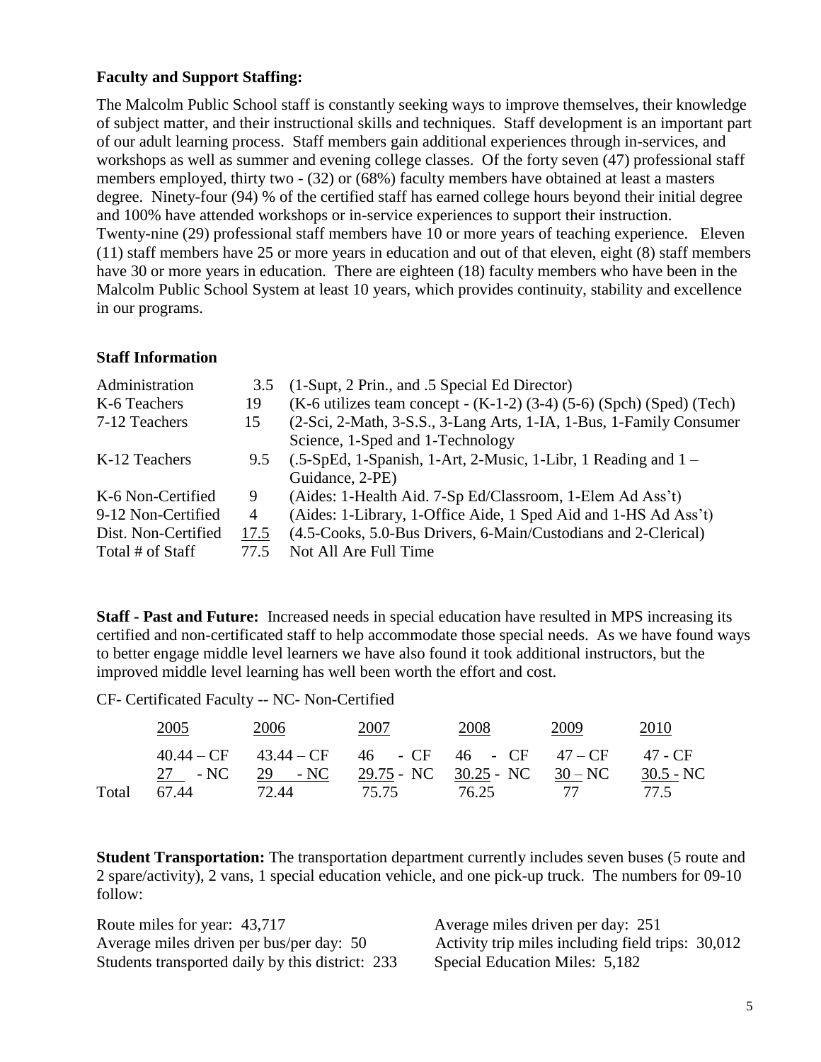**Faculty and Support Staffing:**

The Malcolm Public School staff is constantly seeking ways to improve themselves, their knowledge of subject matter, and their instructional skills and techniques. Staff development is an important part of our adult learning process. Staff members gain additional experiences through in-services, and workshops as well as summer and evening college classes. Of the forty seven (47) professional staff members employed, thirty two - (32) or (68%) faculty members have obtained at least a masters degree. Ninety-four (94) % of the certified staff has earned college hours beyond their initial degree and 100% have attended workshops or in-service experiences to support their instruction. Twenty-nine (29) professional staff members have 10 or more years of teaching experience. Eleven (11) staff members have 25 or more years in education and out of that eleven, eight (8) staff members have 30 or more years in education. There are eighteen (18) faculty members who have been in the Malcolm Public School System at least 10 years, which provides continuity, stability and excellence in our programs.

**Staff Information**

| | | |
|---|---|---|
| Administration | 3.5 | (1-Supt, 2 Prin., and .5 Special Ed Director) |
| K-6 Teachers | 19 | (K-6 utilizes team concept - (K-1-2) (3-4) (5-6) (Spch) (Sped) (Tech) |
| 7-12 Teachers | 15 | (2-Sci, 2-Math, 3-S.S., 3-Lang Arts, 1-IA, 1-Bus, 1-Family Consumer Science, 1-Sped and 1-Technology |
| K-12 Teachers | 9.5 | (.5-SpEd, 1-Spanish, 1-Art, 2-Music, 1-Libr, 1 Reading and 1 – Guidance, 2-PE) |
| K-6 Non-Certified | 9 | (Aides: 1-Health Aid. 7-Sp Ed/Classroom, 1-Elem Ad Ass't) |
| 9-12 Non-Certified | 4 | (Aides: 1-Library, 1-Office Aide, 1 Sped Aid and 1-HS Ad Ass't) |
| Dist. Non-Certified | 17.5 | (4.5-Cooks, 5.0-Bus Drivers, 6-Main/Custodians and 2-Clerical) |
| Total # of Staff | 77.5 | Not All Are Full Time |

**Staff - Past and Future:** Increased needs in special education have resulted in MPS increasing its certified and non-certificated staff to help accommodate those special needs. As we have found ways to better engage middle level learners we have also found it took additional instructors, but the improved middle level learning has well been worth the effort and cost.

CF- Certificated Faculty -- NC- Non-Certified

| | 2005 | 2006 | 2007 | 2008 | 2009 | 2010 |
|---|---|---|---|---|---|---|
| | 40.44 – CF | 43.44 – CF | 46 - CF | 46 - CF | 47 – CF | 47 - CF |
| | 27 - NC | 29 - NC | 29.75 - NC | 30.25 - NC | 30 – NC | 30.5 - NC |
| Total | 67.44 | 72.44 | 75.75 | 76.25 | 77 | 77.5 |

**Student Transportation:** The transportation department currently includes seven buses (5 route and 2 spare/activity), 2 vans, 1 special education vehicle, and one pick-up truck. The numbers for 09-10 follow:

Route miles for year: 43,717

Average miles driven per bus/per day: 50

Students transported daily by this district: 233

Average miles driven per day: 251

Activity trip miles including field trips: 30,012

Special Education Miles: 5,182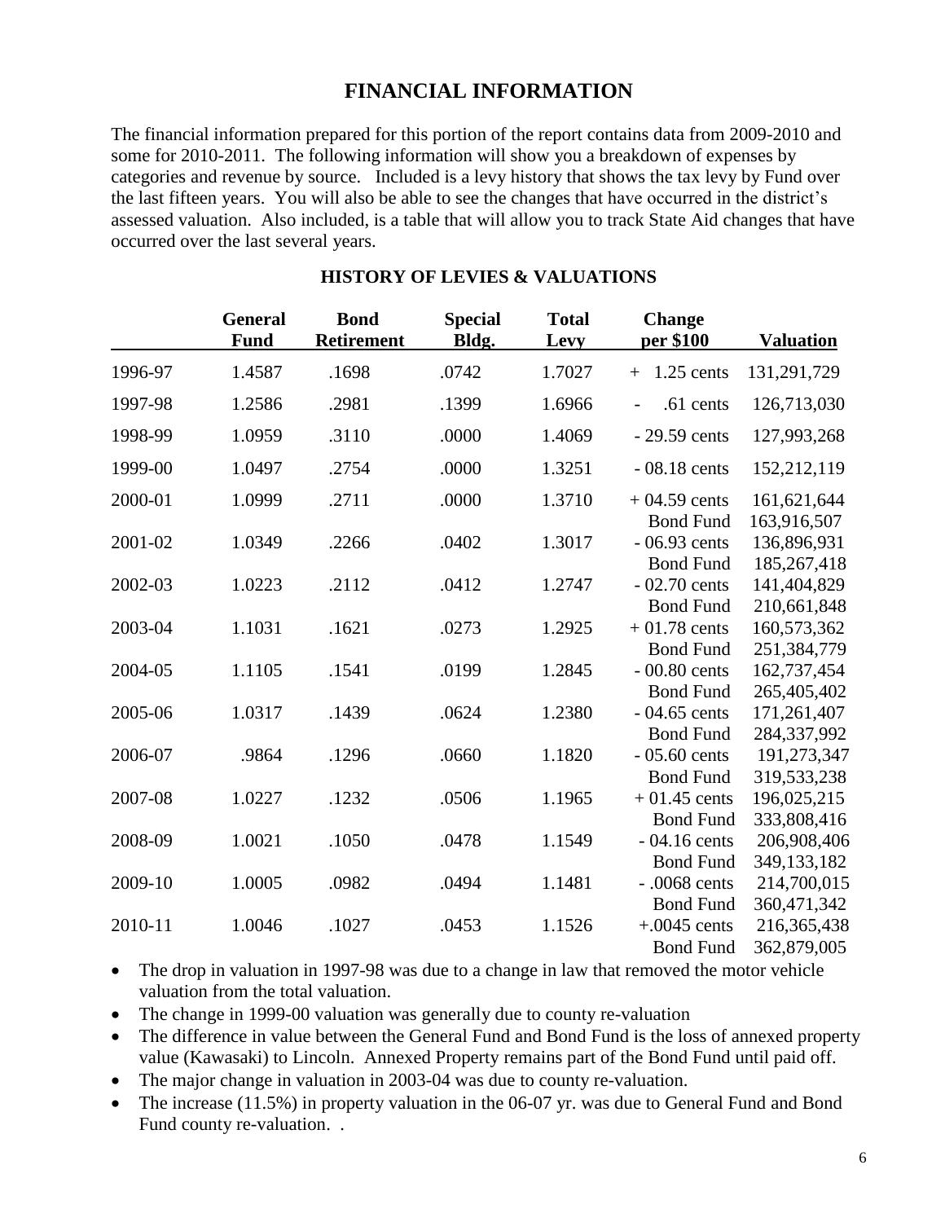# FINANCIAL INFORMATION

The financial information prepared for this portion of the report contains data from 2009-2010 and some for 2010-2011. The following information will show you a breakdown of expenses by categories and revenue by source. Included is a levy history that shows the tax levy by Fund over the last fifteen years. You will also be able to see the changes that have occurred in the district's assessed valuation. Also included, is a table that will allow you to track State Aid changes that have occurred over the last several years.

## HISTORY OF LEVIES & VALUATIONS

| | General Fund | Bond Retirement | Special Bldg. | Total Levy | Change per $100 | Valuation |
|---|---|---|---|---|---|---|
| 1996-97 | 1.4587 | .1698 | .0742 | 1.7027 | + 1.25 cents | 131,291,729 |
| 1997-98 | 1.2586 | .2981 | .1399 | 1.6966 | - .61 cents | 126,713,030 |
| 1998-99 | 1.0959 | .3110 | .0000 | 1.4069 | - 29.59 cents | 127,993,268 |
| 1999-00 | 1.0497 | .2754 | .0000 | 1.3251 | - 08.18 cents | 152,212,119 |
| 2000-01 | 1.0999 | .2711 | .0000 | 1.3710 | + 04.59 cents | 161,621,644 |
| | | | | | Bond Fund | 163,916,507 |
| 2001-02 | 1.0349 | .2266 | .0402 | 1.3017 | - 06.93 cents | 136,896,931 |
| | | | | | Bond Fund | 185,267,418 |
| 2002-03 | 1.0223 | .2112 | .0412 | 1.2747 | - 02.70 cents | 141,404,829 |
| | | | | | Bond Fund | 210,661,848 |
| 2003-04 | 1.1031 | .1621 | .0273 | 1.2925 | + 01.78 cents | 160,573,362 |
| | | | | | Bond Fund | 251,384,779 |
| 2004-05 | 1.1105 | .1541 | .0199 | 1.2845 | - 00.80 cents | 162,737,454 |
| | | | | | Bond Fund | 265,405,402 |
| 2005-06 | 1.0317 | .1439 | .0624 | 1.2380 | - 04.65 cents | 171,261,407 |
| | | | | | Bond Fund | 284,337,992 |
| 2006-07 | .9864 | .1296 | .0660 | 1.1820 | - 05.60 cents | 191,273,347 |
| | | | | | Bond Fund | 319,533,238 |
| 2007-08 | 1.0227 | .1232 | .0506 | 1.1965 | + 01.45 cents | 196,025,215 |
| | | | | | Bond Fund | 333,808,416 |
| 2008-09 | 1.0021 | .1050 | .0478 | 1.1549 | - 04.16 cents | 206,908,406 |
| | | | | | Bond Fund | 349,133,182 |
| 2009-10 | 1.0005 | .0982 | .0494 | 1.1481 | - .0068 cents | 214,700,015 |
| | | | | | Bond Fund | 360,471,342 |
| 2010-11 | 1.0046 | .1027 | .0453 | 1.1526 | +.0045 cents | 216,365,438 |
| | | | | | Bond Fund | 362,879,005 |

- The drop in valuation in 1997-98 was due to a change in law that removed the motor vehicle valuation from the total valuation.
- The change in 1999-00 valuation was generally due to county re-valuation
- The difference in value between the General Fund and Bond Fund is the loss of annexed property value (Kawasaki) to Lincoln. Annexed Property remains part of the Bond Fund until paid off.
- The major change in valuation in 2003-04 was due to county re-valuation.
- The increase (11.5%) in property valuation in the 06-07 yr. was due to General Fund and Bond Fund county re-valuation. .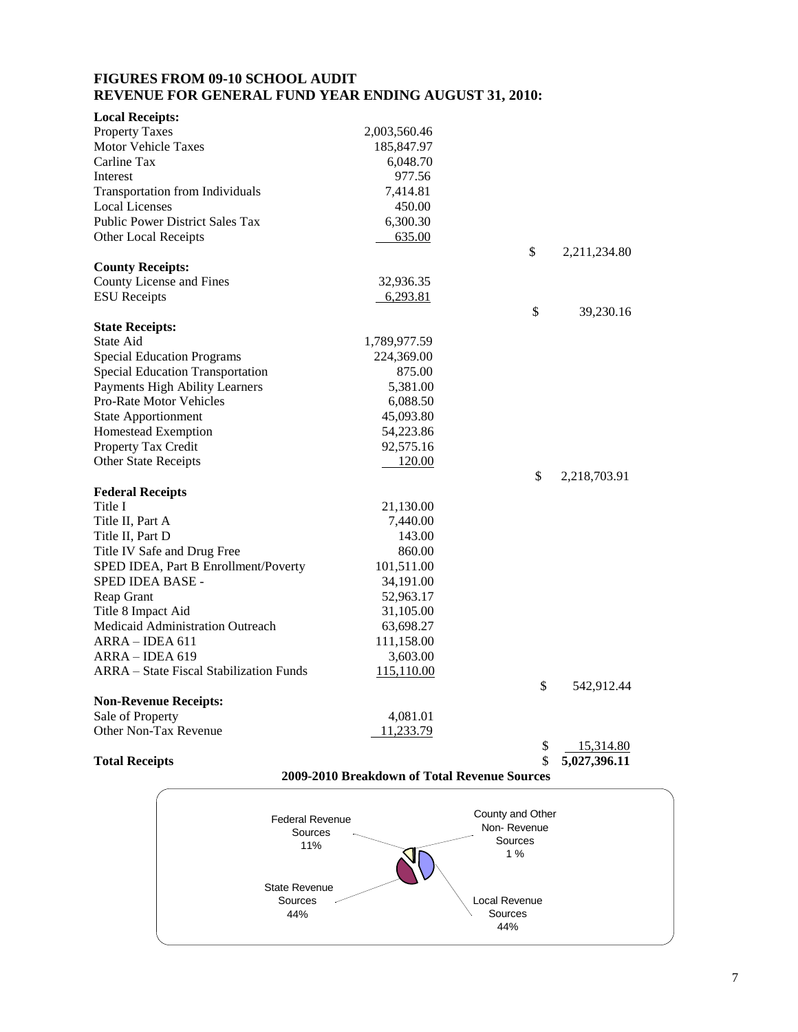## FIGURES FROM 09-10 SCHOOL AUDIT
## REVENUE FOR GENERAL FUND YEAR ENDING AUGUST 31, 2010:

| | | |
|---|---|---|
| **Local Receipts:** | | |
| Property Taxes | 2,003,560.46 | |
| Motor Vehicle Taxes | 185,847.97 | |
| Carline Tax | 6,048.70 | |
| Interest | 977.56 | |
| Transportation from Individuals | 7,414.81 | |
| Local Licenses | 450.00 | |
| Public Power District Sales Tax | 6,300.30 | |
| Other Local Receipts | 635.00 | |
| | | $ 2,211,234.80 |
| **County Receipts:** | | |
| County License and Fines | 32,936.35 | |
| ESU Receipts | 6,293.81 | |
| | | $ 39,230.16 |
| **State Receipts:** | | |
| State Aid | 1,789,977.59 | |
| Special Education Programs | 224,369.00 | |
| Special Education Transportation | 875.00 | |
| Payments High Ability Learners | 5,381.00 | |
| Pro-Rate Motor Vehicles | 6,088.50 | |
| State Apportionment | 45,093.80 | |
| Homestead Exemption | 54,223.86 | |
| Property Tax Credit | 92,575.16 | |
| Other State Receipts | 120.00 | |
| | | $ 2,218,703.91 |
| **Federal Receipts** | | |
| Title I | 21,130.00 | |
| Title II, Part A | 7,440.00 | |
| Title II, Part D | 143.00 | |
| Title IV Safe and Drug Free | 860.00 | |
| SPED IDEA, Part B Enrollment/Poverty | 101,511.00 | |
| SPED IDEA BASE - | 34,191.00 | |
| Reap Grant | 52,963.17 | |
| Title 8 Impact Aid | 31,105.00 | |
| Medicaid Administration Outreach | 63,698.27 | |
| ARRA – IDEA 611 | 111,158.00 | |
| ARRA – IDEA 619 | 3,603.00 | |
| ARRA – State Fiscal Stabilization Funds | 115,110.00 | |
| | | $ 542,912.44 |
| **Non-Revenue Receipts:** | | |
| Sale of Property | 4,081.01 | |
| Other Non-Tax Revenue | 11,233.79 | |
| | | $ 15,314.80 |
| **Total Receipts** | | $ **5,027,396.11** |

**2009-2010 Breakdown of Total Revenue Sources**

Federal Revenue Sources 11%

County and Other Non- Revenue Sources 1 %

State Revenue Sources 44%

Local Revenue Sources 44%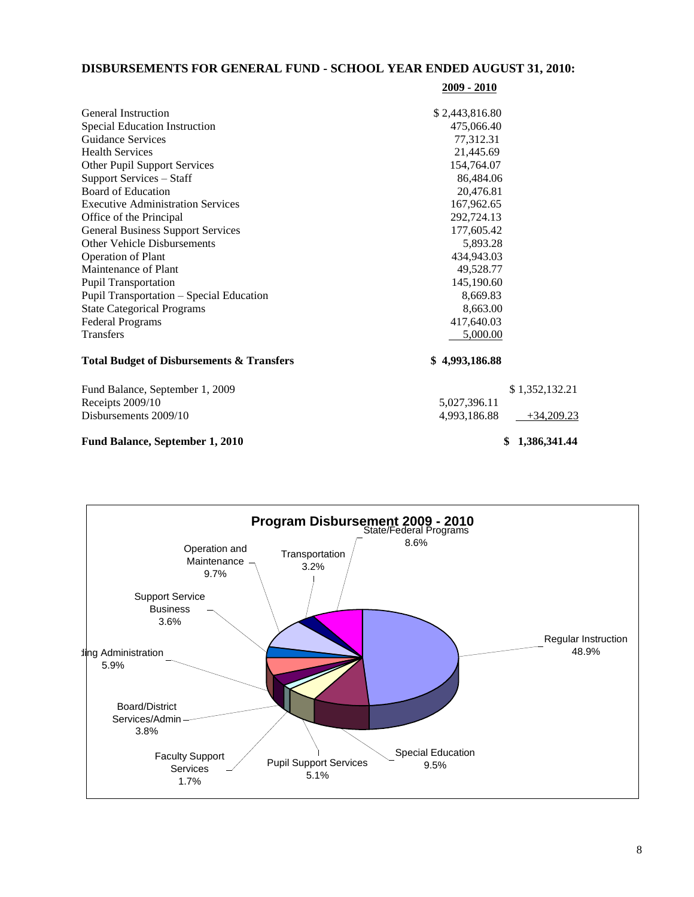## DISBURSEMENTS FOR GENERAL FUND - SCHOOL YEAR ENDED AUGUST 31, 2010:

| | 2009 - 2010 | |
|---|---|---|
| General Instruction | $ 2,443,816.80 | |
| Special Education Instruction | 475,066.40 | |
| Guidance Services | 77,312.31 | |
| Health Services | 21,445.69 | |
| Other Pupil Support Services | 154,764.07 | |
| Support Services – Staff | 86,484.06 | |
| Board of Education | 20,476.81 | |
| Executive Administration Services | 167,962.65 | |
| Office of the Principal | 292,724.13 | |
| General Business Support Services | 177,605.42 | |
| Other Vehicle Disbursements | 5,893.28 | |
| Operation of Plant | 434,943.03 | |
| Maintenance of Plant | 49,528.77 | |
| Pupil Transportation | 145,190.60 | |
| Pupil Transportation – Special Education | 8,669.83 | |
| State Categorical Programs | 8,663.00 | |
| Federal Programs | 417,640.03 | |
| Transfers | 5,000.00 | |
| **Total Budget of Disbursements & Transfers** | **$ 4,993,186.88** | |
| Fund Balance, September 1, 2009 | | $ 1,352,132.21 |
| Receipts 2009/10 | 5,027,396.11 | |
| Disbursements 2009/10 | 4,993,186.88 | +34,209.23 |
| **Fund Balance, September 1, 2010** | | **$ 1,386,341.44** |

**Program Disbursement 2009 - 2010**

Regular Instruction 48.9%

Special Education 9.5%

Pupil Support Services 5.1%

Faculty Support Services 1.7%

Board/District Services/Admin 3.8%

ding Administration 5.9%

Support Service Business 3.6%

Operation and Maintenance 9.7%

Transportation 3.2%

State/Federal Programs 8.6%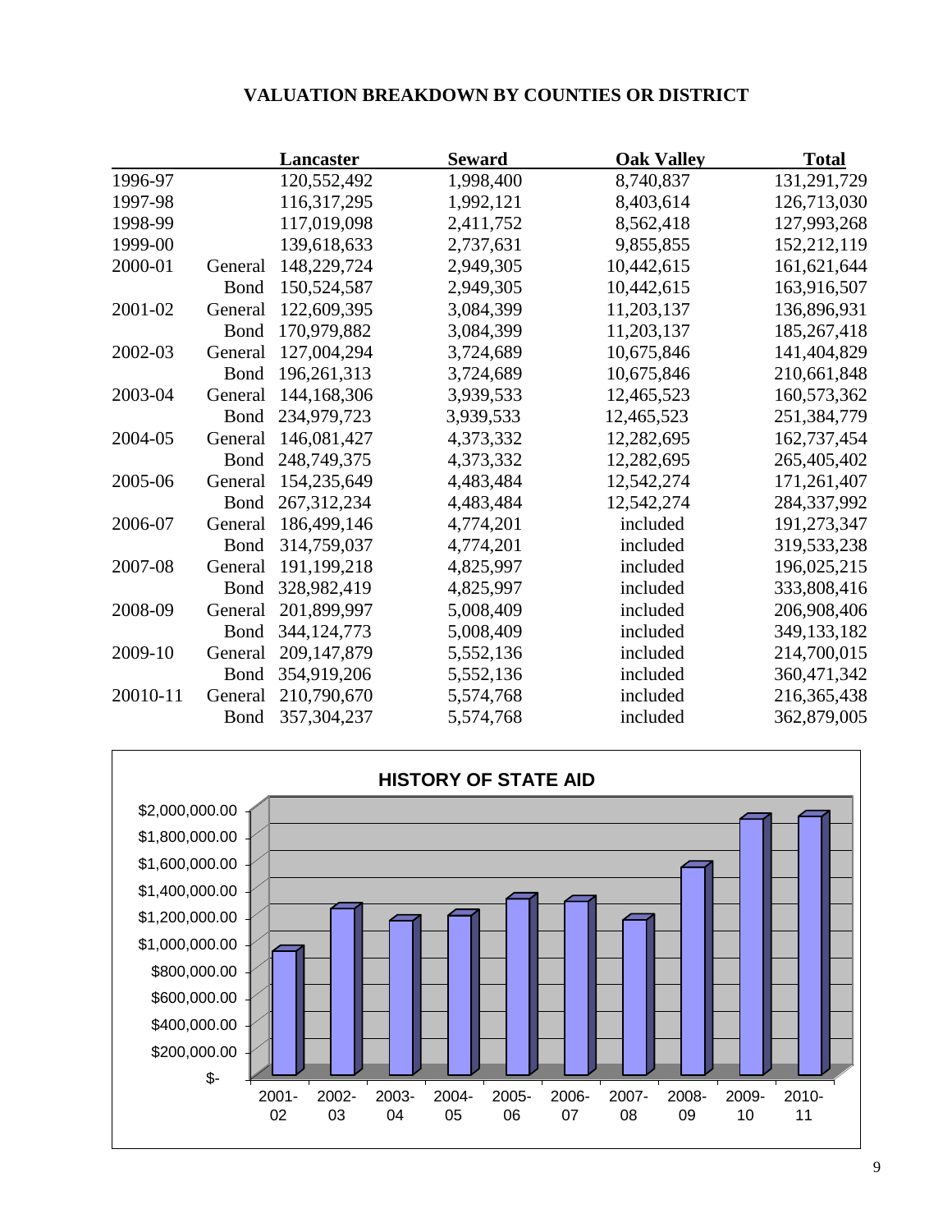# VALUATION BREAKDOWN BY COUNTIES OR DISTRICT

| | | Lancaster | Seward | Oak Valley | Total |
|---|---|---|---|---|---|
| 1996-97 | | 120,552,492 | 1,998,400 | 8,740,837 | 131,291,729 |
| 1997-98 | | 116,317,295 | 1,992,121 | 8,403,614 | 126,713,030 |
| 1998-99 | | 117,019,098 | 2,411,752 | 8,562,418 | 127,993,268 |
| 1999-00 | | 139,618,633 | 2,737,631 | 9,855,855 | 152,212,119 |
| 2000-01 | General | 148,229,724 | 2,949,305 | 10,442,615 | 161,621,644 |
| | Bond | 150,524,587 | 2,949,305 | 10,442,615 | 163,916,507 |
| 2001-02 | General | 122,609,395 | 3,084,399 | 11,203,137 | 136,896,931 |
| | Bond | 170,979,882 | 3,084,399 | 11,203,137 | 185,267,418 |
| 2002-03 | General | 127,004,294 | 3,724,689 | 10,675,846 | 141,404,829 |
| | Bond | 196,261,313 | 3,724,689 | 10,675,846 | 210,661,848 |
| 2003-04 | General | 144,168,306 | 3,939,533 | 12,465,523 | 160,573,362 |
| | Bond | 234,979,723 | 3,939,533 | 12,465,523 | 251,384,779 |
| 2004-05 | General | 146,081,427 | 4,373,332 | 12,282,695 | 162,737,454 |
| | Bond | 248,749,375 | 4,373,332 | 12,282,695 | 265,405,402 |
| 2005-06 | General | 154,235,649 | 4,483,484 | 12,542,274 | 171,261,407 |
| | Bond | 267,312,234 | 4,483,484 | 12,542,274 | 284,337,992 |
| 2006-07 | General | 186,499,146 | 4,774,201 | included | 191,273,347 |
| | Bond | 314,759,037 | 4,774,201 | included | 319,533,238 |
| 2007-08 | General | 191,199,218 | 4,825,997 | included | 196,025,215 |
| | Bond | 328,982,419 | 4,825,997 | included | 333,808,416 |
| 2008-09 | General | 201,899,997 | 5,008,409 | included | 206,908,406 |
| | Bond | 344,124,773 | 5,008,409 | included | 349,133,182 |
| 2009-10 | General | 209,147,879 | 5,552,136 | included | 214,700,015 |
| | Bond | 354,919,206 | 5,552,136 | included | 360,471,342 |
| 20010-11 | General | 210,790,670 | 5,574,768 | included | 216,365,438 |
| | Bond | 357,304,237 | 5,574,768 | included | 362,879,005 |

HISTORY OF STATE AID

$2,000,000.00
$1,800,000.00
$1,600,000.00
$1,400,000.00
$1,200,000.00
$1,000,000.00
$800,000.00
$600,000.00
$400,000.00
$200,000.00
$-

2001-02 2002-03 2003-04 2004-05 2005-06 2006-07 2007-08 2008-09 2009-10 2010-11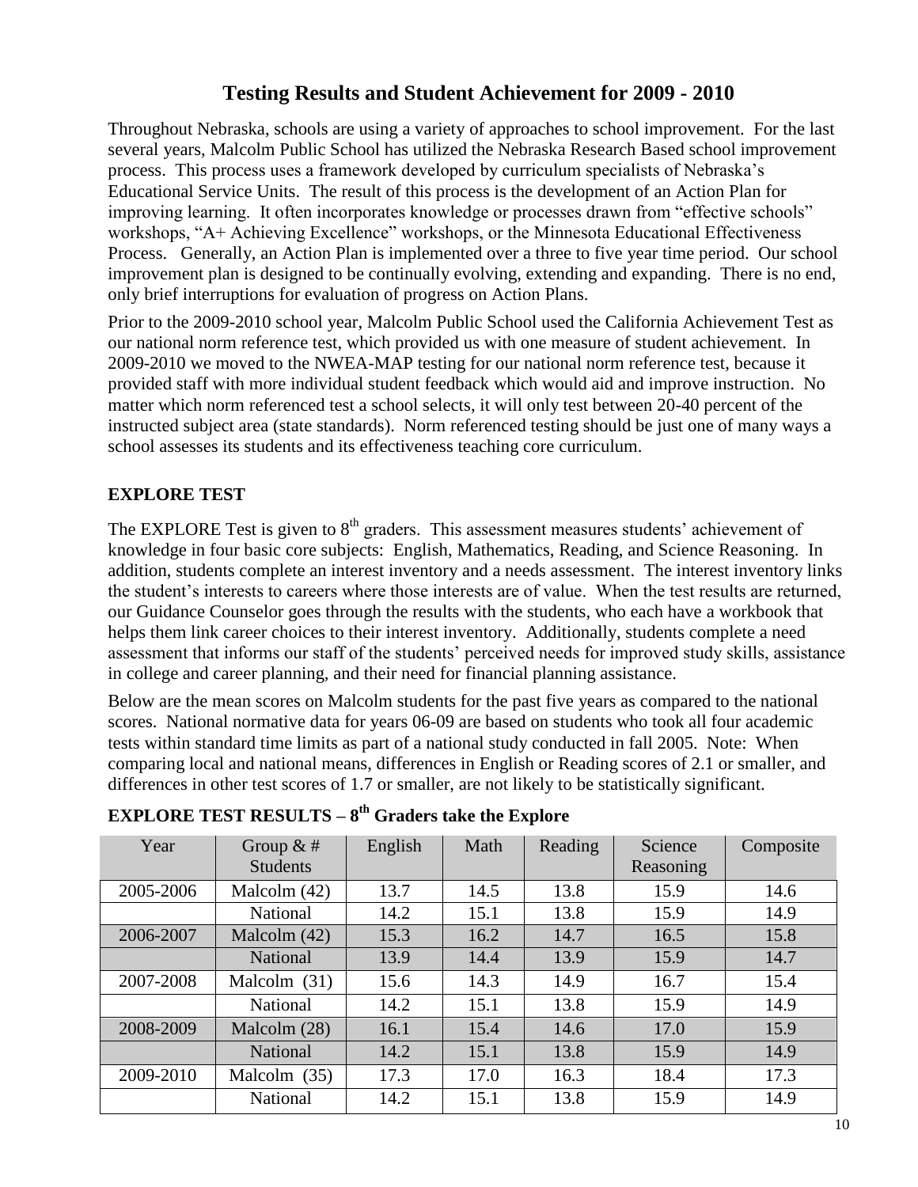## Testing Results and Student Achievement for 2009 - 2010

Throughout Nebraska, schools are using a variety of approaches to school improvement. For the last several years, Malcolm Public School has utilized the Nebraska Research Based school improvement process. This process uses a framework developed by curriculum specialists of Nebraska's Educational Service Units. The result of this process is the development of an Action Plan for improving learning. It often incorporates knowledge or processes drawn from "effective schools" workshops, "A+ Achieving Excellence" workshops, or the Minnesota Educational Effectiveness Process. Generally, an Action Plan is implemented over a three to five year time period. Our school improvement plan is designed to be continually evolving, extending and expanding. There is no end, only brief interruptions for evaluation of progress on Action Plans.

Prior to the 2009-2010 school year, Malcolm Public School used the California Achievement Test as our national norm reference test, which provided us with one measure of student achievement. In 2009-2010 we moved to the NWEA-MAP testing for our national norm reference test, because it provided staff with more individual student feedback which would aid and improve instruction. No matter which norm referenced test a school selects, it will only test between 20-40 percent of the instructed subject area (state standards). Norm referenced testing should be just one of many ways a school assesses its students and its effectiveness teaching core curriculum.

### EXPLORE TEST

The EXPLORE Test is given to 8th graders. This assessment measures students' achievement of knowledge in four basic core subjects: English, Mathematics, Reading, and Science Reasoning. In addition, students complete an interest inventory and a needs assessment. The interest inventory links the student's interests to careers where those interests are of value. When the test results are returned, our Guidance Counselor goes through the results with the students, who each have a workbook that helps them link career choices to their interest inventory. Additionally, students complete a need assessment that informs our staff of the students' perceived needs for improved study skills, assistance in college and career planning, and their need for financial planning assistance.

Below are the mean scores on Malcolm students for the past five years as compared to the national scores. National normative data for years 06-09 are based on students who took all four academic tests within standard time limits as part of a national study conducted in fall 2005. Note: When comparing local and national means, differences in English or Reading scores of 2.1 or smaller, and differences in other test scores of 1.7 or smaller, are not likely to be statistically significant.

### EXPLORE TEST RESULTS – 8th Graders take the Explore

| Year | Group & # Students | English | Math | Reading | Science Reasoning | Composite |
|---|---|---|---|---|---|---|
| 2005-2006 | Malcolm (42) | 13.7 | 14.5 | 13.8 | 15.9 | 14.6 |
| | National | 14.2 | 15.1 | 13.8 | 15.9 | 14.9 |
| 2006-2007 | Malcolm (42) | 15.3 | 16.2 | 14.7 | 16.5 | 15.8 |
| | National | 13.9 | 14.4 | 13.9 | 15.9 | 14.7 |
| 2007-2008 | Malcolm (31) | 15.6 | 14.3 | 14.9 | 16.7 | 15.4 |
| | National | 14.2 | 15.1 | 13.8 | 15.9 | 14.9 |
| 2008-2009 | Malcolm (28) | 16.1 | 15.4 | 14.6 | 17.0 | 15.9 |
| | National | 14.2 | 15.1 | 13.8 | 15.9 | 14.9 |
| 2009-2010 | Malcolm (35) | 17.3 | 17.0 | 16.3 | 18.4 | 17.3 |
| | National | 14.2 | 15.1 | 13.8 | 15.9 | 14.9 |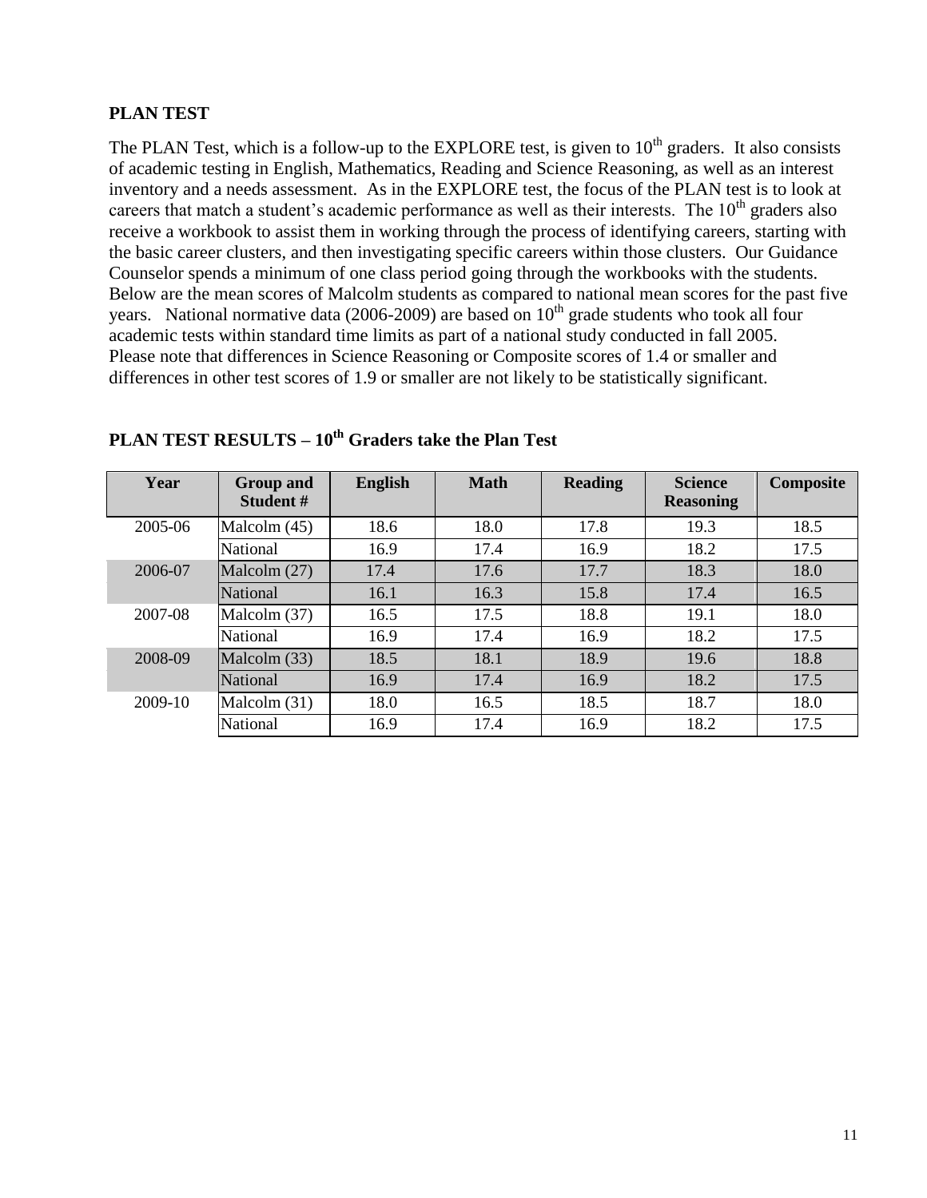## PLAN TEST

The PLAN Test, which is a follow-up to the EXPLORE test, is given to 10th graders. It also consists of academic testing in English, Mathematics, Reading and Science Reasoning, as well as an interest inventory and a needs assessment. As in the EXPLORE test, the focus of the PLAN test is to look at careers that match a student's academic performance as well as their interests. The 10th graders also receive a workbook to assist them in working through the process of identifying careers, starting with the basic career clusters, and then investigating specific careers within those clusters. Our Guidance Counselor spends a minimum of one class period going through the workbooks with the students. Below are the mean scores of Malcolm students as compared to national mean scores for the past five years. National normative data (2006-2009) are based on 10th grade students who took all four academic tests within standard time limits as part of a national study conducted in fall 2005. Please note that differences in Science Reasoning or Composite scores of 1.4 or smaller and differences in other test scores of 1.9 or smaller are not likely to be statistically significant.

## PLAN TEST RESULTS – 10th Graders take the Plan Test

| Year | Group and Student # | English | Math | Reading | Science Reasoning | Composite |
|---|---|---|---|---|---|---|
| 2005-06 | Malcolm (45) | 18.6 | 18.0 | 17.8 | 19.3 | 18.5 |
| | National | 16.9 | 17.4 | 16.9 | 18.2 | 17.5 |
| 2006-07 | Malcolm (27) | 17.4 | 17.6 | 17.7 | 18.3 | 18.0 |
| | National | 16.1 | 16.3 | 15.8 | 17.4 | 16.5 |
| 2007-08 | Malcolm (37) | 16.5 | 17.5 | 18.8 | 19.1 | 18.0 |
| | National | 16.9 | 17.4 | 16.9 | 18.2 | 17.5 |
| 2008-09 | Malcolm (33) | 18.5 | 18.1 | 18.9 | 19.6 | 18.8 |
| | National | 16.9 | 17.4 | 16.9 | 18.2 | 17.5 |
| 2009-10 | Malcolm (31) | 18.0 | 16.5 | 18.5 | 18.7 | 18.0 |
| | National | 16.9 | 17.4 | 16.9 | 18.2 | 17.5 |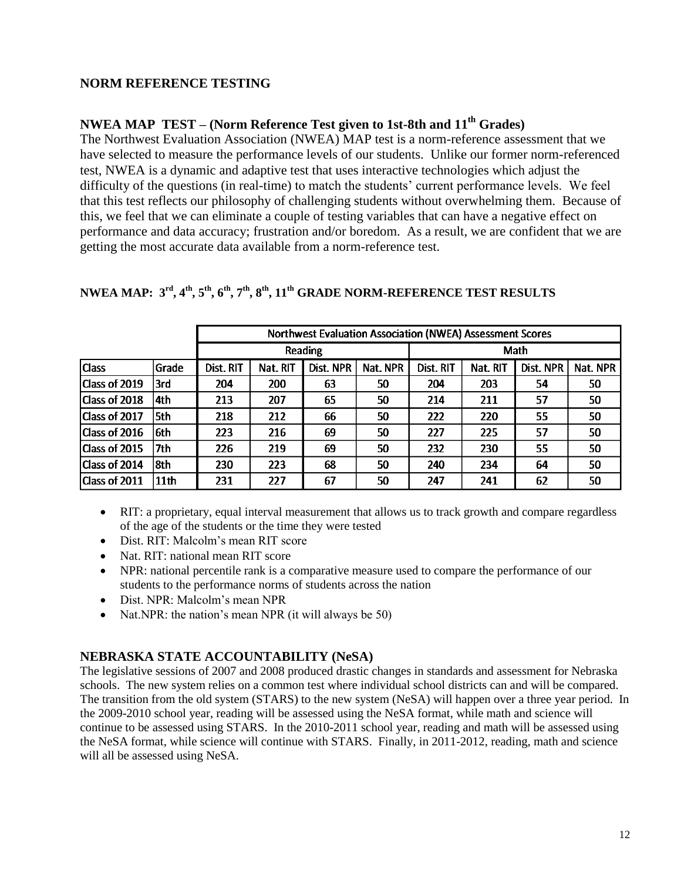## NORM REFERENCE TESTING

### NWEA MAP TEST – (Norm Reference Test given to 1st-8th and 11th Grades)

The Northwest Evaluation Association (NWEA) MAP test is a norm-reference assessment that we have selected to measure the performance levels of our students. Unlike our former norm-referenced test, NWEA is a dynamic and adaptive test that uses interactive technologies which adjust the difficulty of the questions (in real-time) to match the students' current performance levels. We feel that this test reflects our philosophy of challenging students without overwhelming them. Because of this, we feel that we can eliminate a couple of testing variables that can have a negative effect on performance and data accuracy; frustration and/or boredom. As a result, we are confident that we are getting the most accurate data available from a norm-reference test.

### NWEA MAP: 3rd, 4th, 5th, 6th, 7th, 8th, 11th GRADE NORM-REFERENCE TEST RESULTS

| | | Northwest Evaluation Association (NWEA) Assessment Scores | | | | | | | |
|---|---|---|---|---|---|---|---|---|---|
| | | Reading | | | | Math | | | |
| Class | Grade | Dist. RIT | Nat. RIT | Dist. NPR | Nat. NPR | Dist. RIT | Nat. RIT | Dist. NPR | Nat. NPR |
| Class of 2019 | 3rd | 204 | 200 | 63 | 50 | 204 | 203 | 54 | 50 |
| Class of 2018 | 4th | 213 | 207 | 65 | 50 | 214 | 211 | 57 | 50 |
| Class of 2017 | 5th | 218 | 212 | 66 | 50 | 222 | 220 | 55 | 50 |
| Class of 2016 | 6th | 223 | 216 | 69 | 50 | 227 | 225 | 57 | 50 |
| Class of 2015 | 7th | 226 | 219 | 69 | 50 | 232 | 230 | 55 | 50 |
| Class of 2014 | 8th | 230 | 223 | 68 | 50 | 240 | 234 | 64 | 50 |
| Class of 2011 | 11th | 231 | 227 | 67 | 50 | 247 | 241 | 62 | 50 |

- RIT: a proprietary, equal interval measurement that allows us to track growth and compare regardless of the age of the students or the time they were tested
- Dist. RIT: Malcolm's mean RIT score
- Nat. RIT: national mean RIT score
- NPR: national percentile rank is a comparative measure used to compare the performance of our students to the performance norms of students across the nation
- Dist. NPR: Malcolm's mean NPR
- Nat.NPR: the nation's mean NPR (it will always be 50)

### NEBRASKA STATE ACCOUNTABILITY (NeSA)

The legislative sessions of 2007 and 2008 produced drastic changes in standards and assessment for Nebraska schools. The new system relies on a common test where individual school districts can and will be compared. The transition from the old system (STARS) to the new system (NeSA) will happen over a three year period. In the 2009-2010 school year, reading will be assessed using the NeSA format, while math and science will continue to be assessed using STARS. In the 2010-2011 school year, reading and math will be assessed using the NeSA format, while science will continue with STARS. Finally, in 2011-2012, reading, math and science will all be assessed using NeSA.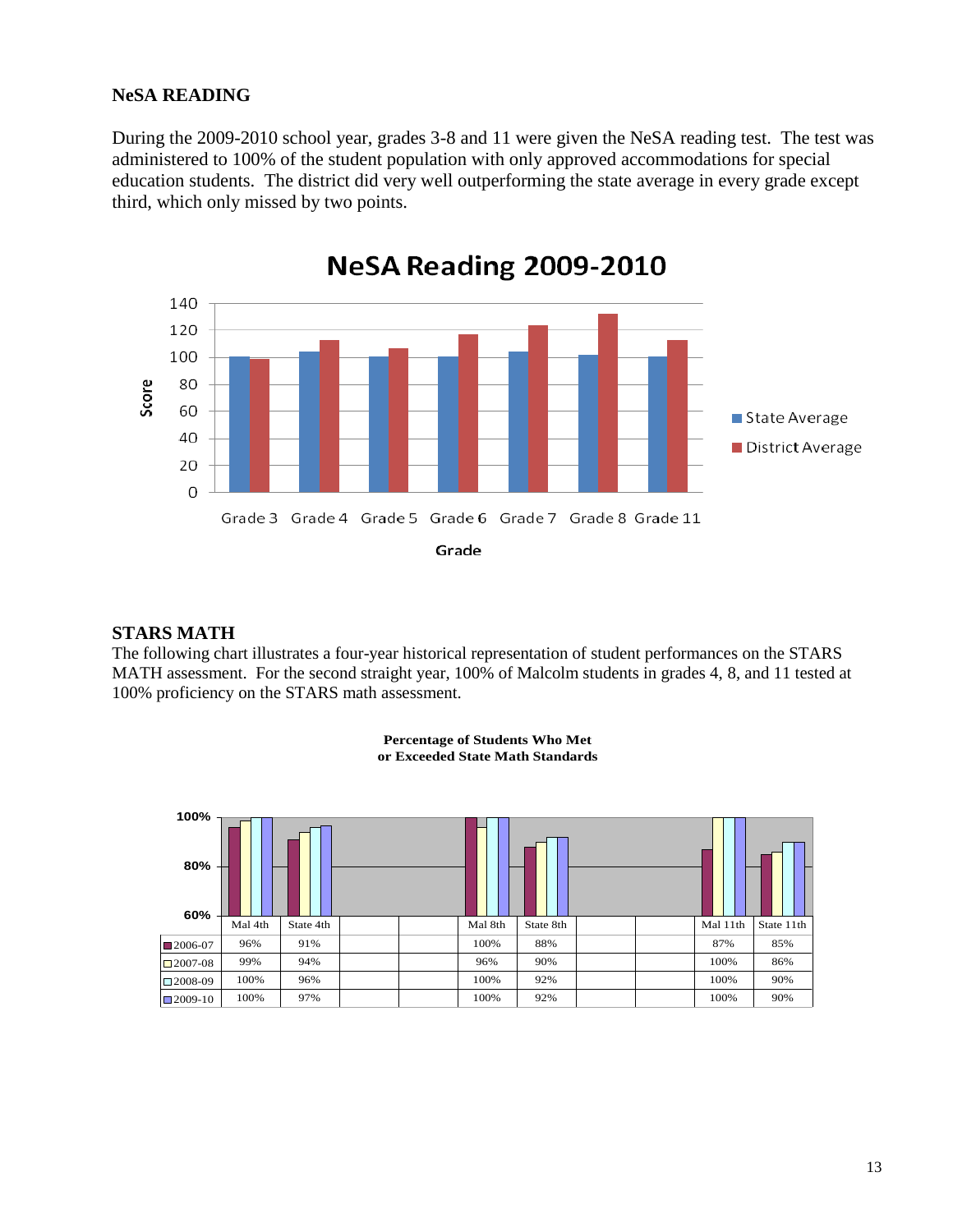### NeSA READING

During the 2009-2010 school year, grades 3-8 and 11 were given the NeSA reading test. The test was administered to 100% of the student population with only approved accommodations for special education students. The district did very well outperforming the state average in every grade except third, which only missed by two points.

NeSA Reading 2009-2010

140
120
100
80
60
40
20
0

Score

Grade 3 Grade 4 Grade 5 Grade 6 Grade 7 Grade 8 Grade 11

Grade

State Average
District Average

### STARS MATH

The following chart illustrates a four-year historical representation of student performances on the STARS MATH assessment. For the second straight year, 100% of Malcolm students in grades 4, 8, and 11 tested at 100% proficiency on the STARS math assessment.

**Percentage of Students Who Met or Exceeded State Math Standards**

100%
80%
60%

| | Mal 4th | State 4th | Mal 8th | State 8th | Mal 11th | State 11th |
|---|---|---|---|---|---|---|
| 2006-07 | 96% | 91% | 100% | 88% | 87% | 85% |
| 2007-08 | 99% | 94% | 96% | 90% | 100% | 86% |
| 2008-09 | 100% | 96% | 100% | 92% | 100% | 90% |
| 2009-10 | 100% | 97% | 100% | 92% | 100% | 90% |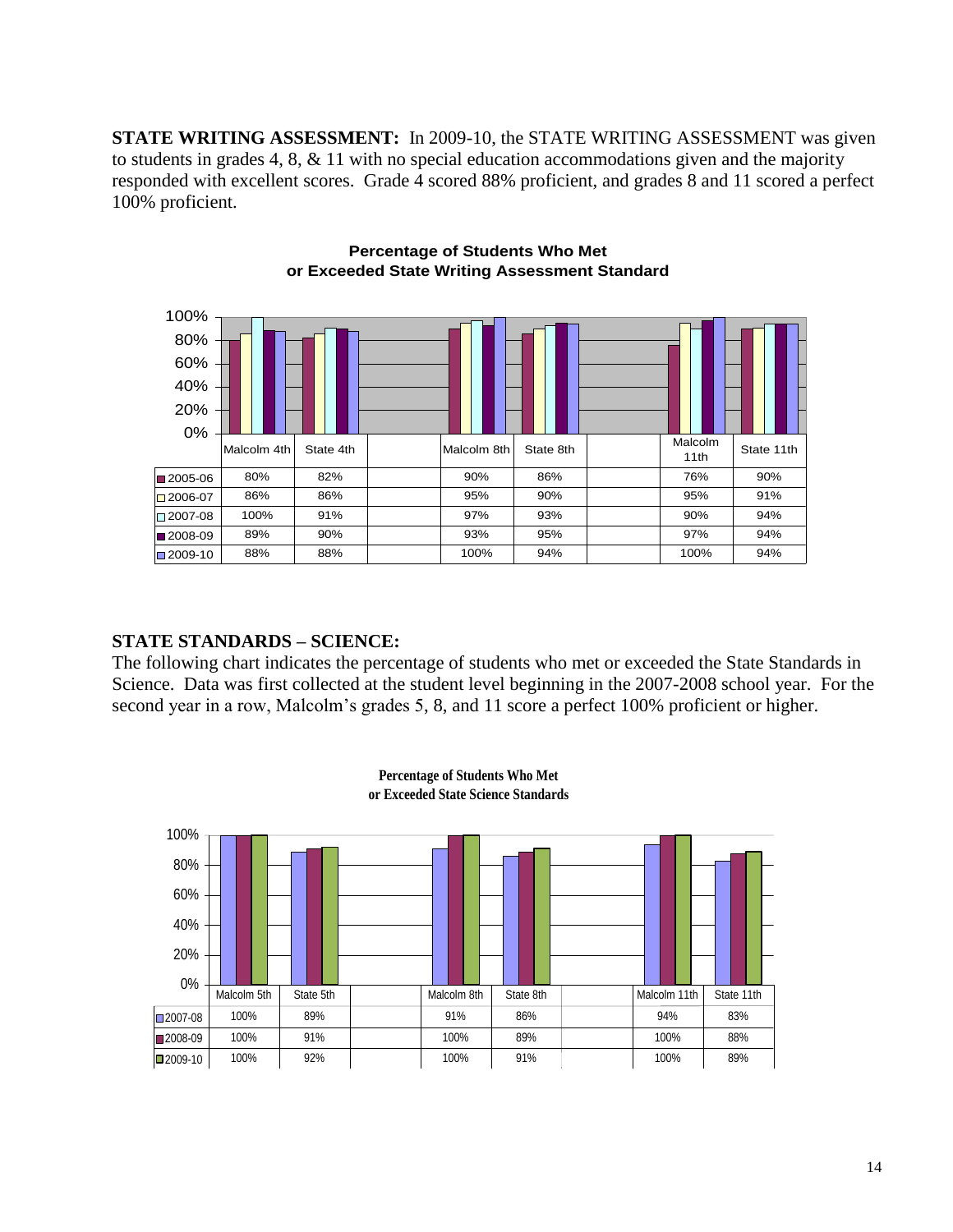**STATE WRITING ASSESSMENT:** In 2009-10, the STATE WRITING ASSESSMENT was given to students in grades 4, 8, & 11 with no special education accommodations given and the majority responded with excellent scores. Grade 4 scored 88% proficient, and grades 8 and 11 scored a perfect 100% proficient.

**Percentage of Students Who Met or Exceeded State Writing Assessment Standard**

100%
80%
60%
40%
20%
0%

| | Malcolm 4th | State 4th | | Malcolm 8th | State 8th | | Malcolm 11th | State 11th |
|---|---|---|---|---|---|---|---|---|
| 2005-06 | 80% | 82% | | 90% | 86% | | 76% | 90% |
| 2006-07 | 86% | 86% | | 95% | 90% | | 95% | 91% |
| 2007-08 | 100% | 91% | | 97% | 93% | | 90% | 94% |
| 2008-09 | 89% | 90% | | 93% | 95% | | 97% | 94% |
| 2009-10 | 88% | 88% | | 100% | 94% | | 100% | 94% |

## STATE STANDARDS – SCIENCE:

The following chart indicates the percentage of students who met or exceeded the State Standards in Science. Data was first collected at the student level beginning in the 2007-2008 school year. For the second year in a row, Malcolm's grades 5, 8, and 11 score a perfect 100% proficient or higher.

**Percentage of Students Who Met or Exceeded State Science Standards**

100%
80%
60%
40%
20%
0%

| | Malcolm 5th | State 5th | | Malcolm 8th | State 8th | | Malcolm 11th | State 11th |
|---|---|---|---|---|---|---|---|---|
| 2007-08 | 100% | 89% | | 91% | 86% | | 94% | 83% |
| 2008-09 | 100% | 91% | | 100% | 89% | | 100% | 88% |
| 2009-10 | 100% | 92% | | 100% | 91% | | 100% | 89% |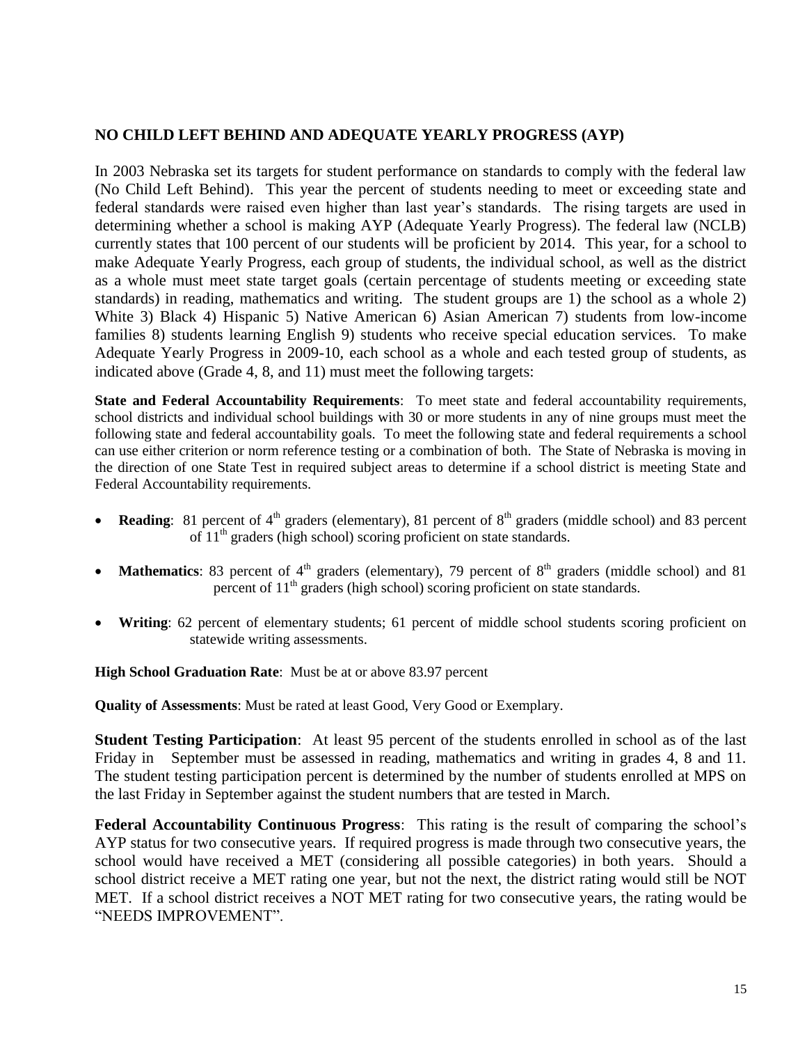## NO CHILD LEFT BEHIND AND ADEQUATE YEARLY PROGRESS (AYP)

In 2003 Nebraska set its targets for student performance on standards to comply with the federal law (No Child Left Behind). This year the percent of students needing to meet or exceeding state and federal standards were raised even higher than last year's standards. The rising targets are used in determining whether a school is making AYP (Adequate Yearly Progress). The federal law (NCLB) currently states that 100 percent of our students will be proficient by 2014. This year, for a school to make Adequate Yearly Progress, each group of students, the individual school, as well as the district as a whole must meet state target goals (certain percentage of students meeting or exceeding state standards) in reading, mathematics and writing. The student groups are 1) the school as a whole 2) White 3) Black 4) Hispanic 5) Native American 6) Asian American 7) students from low-income families 8) students learning English 9) students who receive special education services. To make Adequate Yearly Progress in 2009-10, each school as a whole and each tested group of students, as indicated above (Grade 4, 8, and 11) must meet the following targets:

**State and Federal Accountability Requirements**: To meet state and federal accountability requirements, school districts and individual school buildings with 30 or more students in any of nine groups must meet the following state and federal accountability goals. To meet the following state and federal requirements a school can use either criterion or norm reference testing or a combination of both. The State of Nebraska is moving in the direction of one State Test in required subject areas to determine if a school district is meeting State and Federal Accountability requirements.

- **Reading**: 81 percent of 4th graders (elementary), 81 percent of 8th graders (middle school) and 83 percent of 11th graders (high school) scoring proficient on state standards.
- **Mathematics**: 83 percent of 4th graders (elementary), 79 percent of 8th graders (middle school) and 81 percent of 11th graders (high school) scoring proficient on state standards.
- **Writing**: 62 percent of elementary students; 61 percent of middle school students scoring proficient on statewide writing assessments.

**High School Graduation Rate**: Must be at or above 83.97 percent

**Quality of Assessments**: Must be rated at least Good, Very Good or Exemplary.

**Student Testing Participation**: At least 95 percent of the students enrolled in school as of the last Friday in September must be assessed in reading, mathematics and writing in grades 4, 8 and 11. The student testing participation percent is determined by the number of students enrolled at MPS on the last Friday in September against the student numbers that are tested in March.

**Federal Accountability Continuous Progress**: This rating is the result of comparing the school's AYP status for two consecutive years. If required progress is made through two consecutive years, the school would have received a MET (considering all possible categories) in both years. Should a school district receive a MET rating one year, but not the next, the district rating would still be NOT MET. If a school district receives a NOT MET rating for two consecutive years, the rating would be "NEEDS IMPROVEMENT".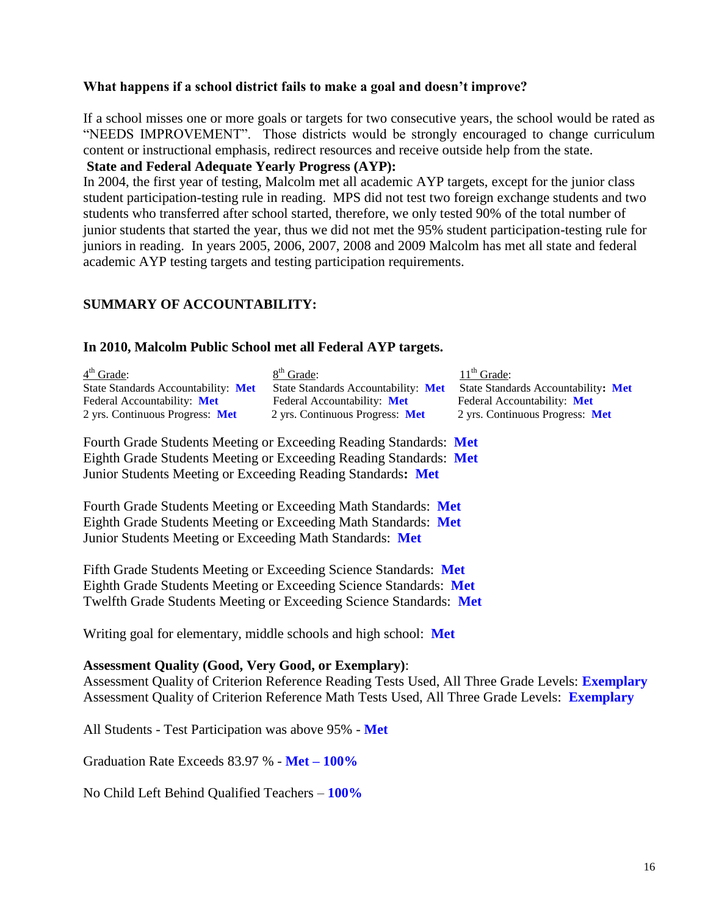**What happens if a school district fails to make a goal and doesn't improve?**

If a school misses one or more goals or targets for two consecutive years, the school would be rated as "NEEDS IMPROVEMENT". Those districts would be strongly encouraged to change curriculum content or instructional emphasis, redirect resources and receive outside help from the state.

**State and Federal Adequate Yearly Progress (AYP):**

In 2004, the first year of testing, Malcolm met all academic AYP targets, except for the junior class student participation-testing rule in reading. MPS did not test two foreign exchange students and two students who transferred after school started, therefore, we only tested 90% of the total number of junior students that started the year, thus we did not met the 95% student participation-testing rule for juniors in reading. In years 2005, 2006, 2007, 2008 and 2009 Malcolm has met all state and federal academic AYP testing targets and testing participation requirements.

## SUMMARY OF ACCOUNTABILITY:

**In 2010, Malcolm Public School met all Federal AYP targets.**

| 4th Grade: | 8th Grade: | 11th Grade: |
|---|---|---|
| State Standards Accountability: **Met** | State Standards Accountability: **Met** | State Standards Accountability**:** **Met** |
| Federal Accountability: **Met** | Federal Accountability: **Met** | Federal Accountability: **Met** |
| 2 yrs. Continuous Progress: **Met** | 2 yrs. Continuous Progress: **Met** | 2 yrs. Continuous Progress: **Met** |

Fourth Grade Students Meeting or Exceeding Reading Standards: **Met**
Eighth Grade Students Meeting or Exceeding Reading Standards: **Met**
Junior Students Meeting or Exceeding Reading Standards**:** **Met**

Fourth Grade Students Meeting or Exceeding Math Standards: **Met**
Eighth Grade Students Meeting or Exceeding Math Standards: **Met**
Junior Students Meeting or Exceeding Math Standards: **Met**

Fifth Grade Students Meeting or Exceeding Science Standards: **Met**
Eighth Grade Students Meeting or Exceeding Science Standards: **Met**
Twelfth Grade Students Meeting or Exceeding Science Standards: **Met**

Writing goal for elementary, middle schools and high school: **Met**

**Assessment Quality (Good, Very Good, or Exemplary)**:
Assessment Quality of Criterion Reference Reading Tests Used, All Three Grade Levels: **Exemplary**
Assessment Quality of Criterion Reference Math Tests Used, All Three Grade Levels: **Exemplary**

All Students - Test Participation was above 95% - **Met**

Graduation Rate Exceeds 83.97 % - **Met – 100%**

No Child Left Behind Qualified Teachers – **100%**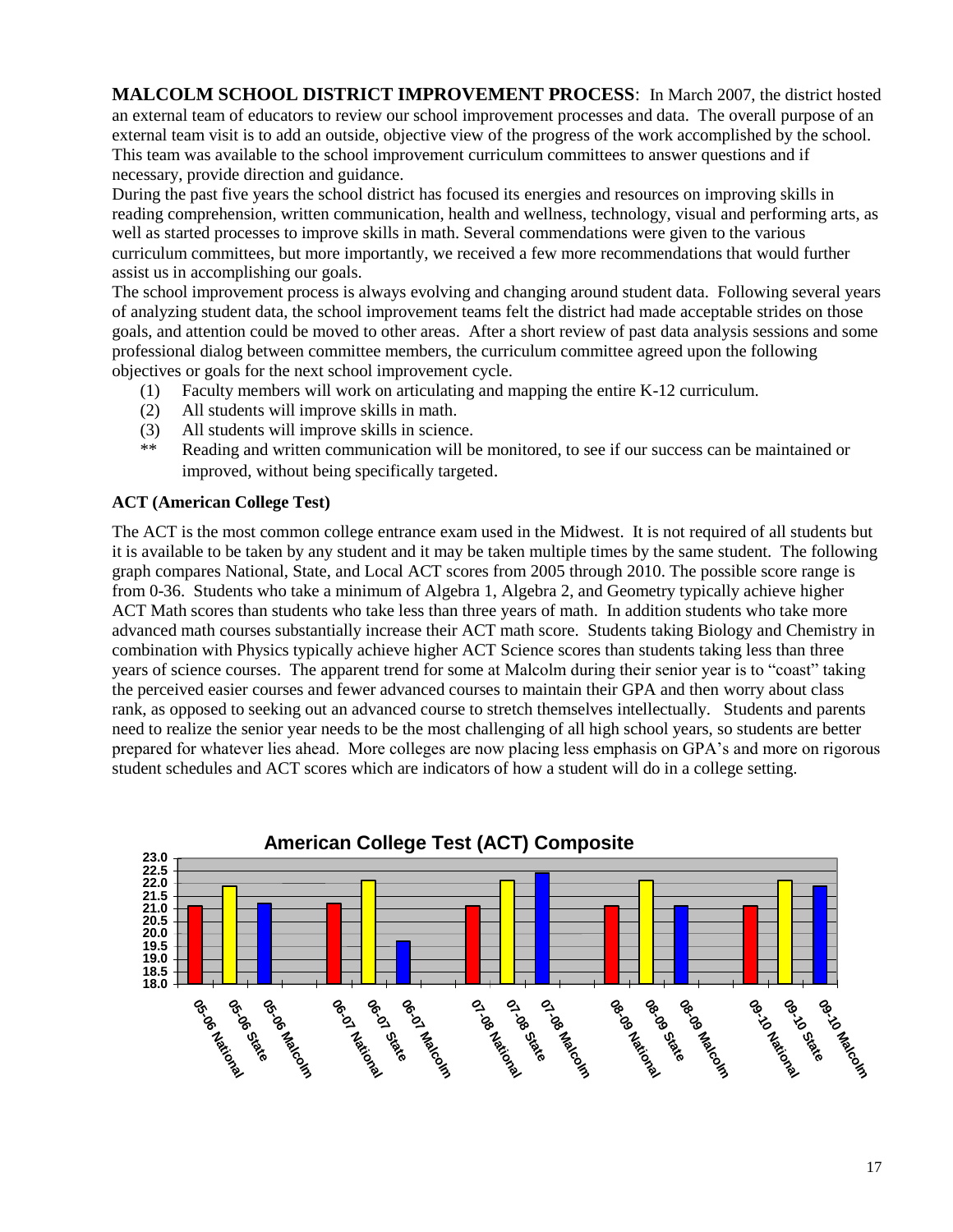**MALCOLM SCHOOL DISTRICT IMPROVEMENT PROCESS**: In March 2007, the district hosted an external team of educators to review our school improvement processes and data. The overall purpose of an external team visit is to add an outside, objective view of the progress of the work accomplished by the school. This team was available to the school improvement curriculum committees to answer questions and if necessary, provide direction and guidance.

During the past five years the school district has focused its energies and resources on improving skills in reading comprehension, written communication, health and wellness, technology, visual and performing arts, as well as started processes to improve skills in math. Several commendations were given to the various curriculum committees, but more importantly, we received a few more recommendations that would further assist us in accomplishing our goals.

The school improvement process is always evolving and changing around student data. Following several years of analyzing student data, the school improvement teams felt the district had made acceptable strides on those goals, and attention could be moved to other areas. After a short review of past data analysis sessions and some professional dialog between committee members, the curriculum committee agreed upon the following objectives or goals for the next school improvement cycle.

(1) Faculty members will work on articulating and mapping the entire K-12 curriculum.
(2) All students will improve skills in math.
(3) All students will improve skills in science.
** Reading and written communication will be monitored, to see if our success can be maintained or improved, without being specifically targeted.

### ACT (American College Test)

The ACT is the most common college entrance exam used in the Midwest. It is not required of all students but it is available to be taken by any student and it may be taken multiple times by the same student. The following graph compares National, State, and Local ACT scores from 2005 through 2010. The possible score range is from 0-36. Students who take a minimum of Algebra 1, Algebra 2, and Geometry typically achieve higher ACT Math scores than students who take less than three years of math. In addition students who take more advanced math courses substantially increase their ACT math score. Students taking Biology and Chemistry in combination with Physics typically achieve higher ACT Science scores than students taking less than three years of science courses. The apparent trend for some at Malcolm during their senior year is to "coast" taking the perceived easier courses and fewer advanced courses to maintain their GPA and then worry about class rank, as opposed to seeking out an advanced course to stretch themselves intellectually. Students and parents need to realize the senior year needs to be the most challenging of all high school years, so students are better prepared for whatever lies ahead. More colleges are now placing less emphasis on GPA's and more on rigorous student schedules and ACT scores which are indicators of how a student will do in a college setting.

American College Test (ACT) Composite

23.0
22.5
22.0
21.5
21.0
20.5
20.0
19.5
19.0
18.5
18.0

05-06 National
05-06 State
05-06 Malcolm
06-07 National
06-07 State
06-07 Malcolm
07-08 National
07-08 State
07-08 Malcolm
08-09 National
08-09 State
08-09 Malcolm
09-10 National
09-10 State
09-10 Malcolm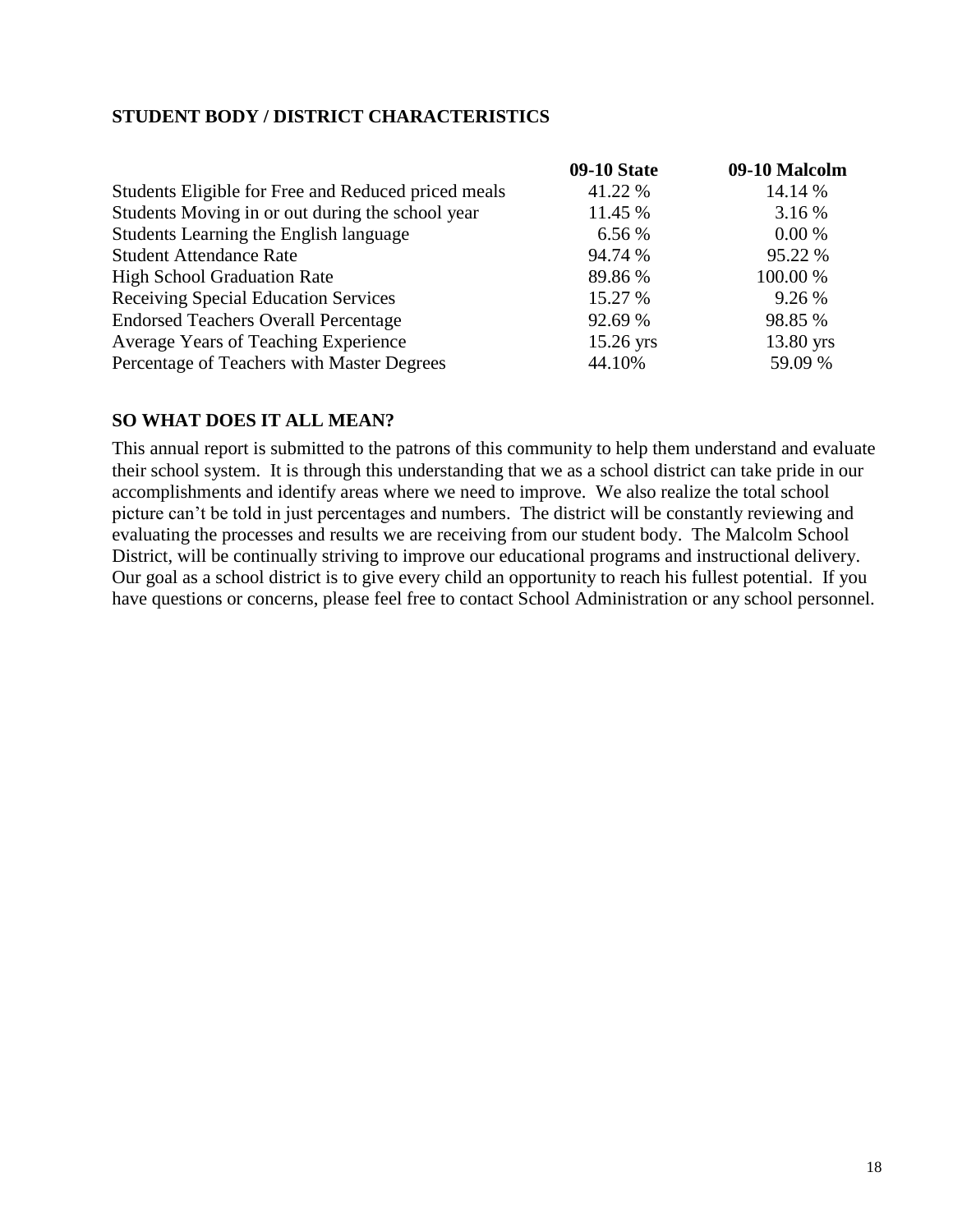## STUDENT BODY / DISTRICT CHARACTERISTICS

| | 09-10 State | 09-10 Malcolm |
|---|---|---|
| Students Eligible for Free and Reduced priced meals | 41.22 % | 14.14 % |
| Students Moving in or out during the school year | 11.45 % | 3.16 % |
| Students Learning the English language | 6.56 % | 0.00 % |
| Student Attendance Rate | 94.74 % | 95.22 % |
| High School Graduation Rate | 89.86 % | 100.00 % |
| Receiving Special Education Services | 15.27 % | 9.26 % |
| Endorsed Teachers Overall Percentage | 92.69 % | 98.85 % |
| Average Years of Teaching Experience | 15.26 yrs | 13.80 yrs |
| Percentage of Teachers with Master Degrees | 44.10% | 59.09 % |

## SO WHAT DOES IT ALL MEAN?

This annual report is submitted to the patrons of this community to help them understand and evaluate their school system. It is through this understanding that we as a school district can take pride in our accomplishments and identify areas where we need to improve. We also realize the total school picture can't be told in just percentages and numbers. The district will be constantly reviewing and evaluating the processes and results we are receiving from our student body. The Malcolm School District, will be continually striving to improve our educational programs and instructional delivery. Our goal as a school district is to give every child an opportunity to reach his fullest potential. If you have questions or concerns, please feel free to contact School Administration or any school personnel.